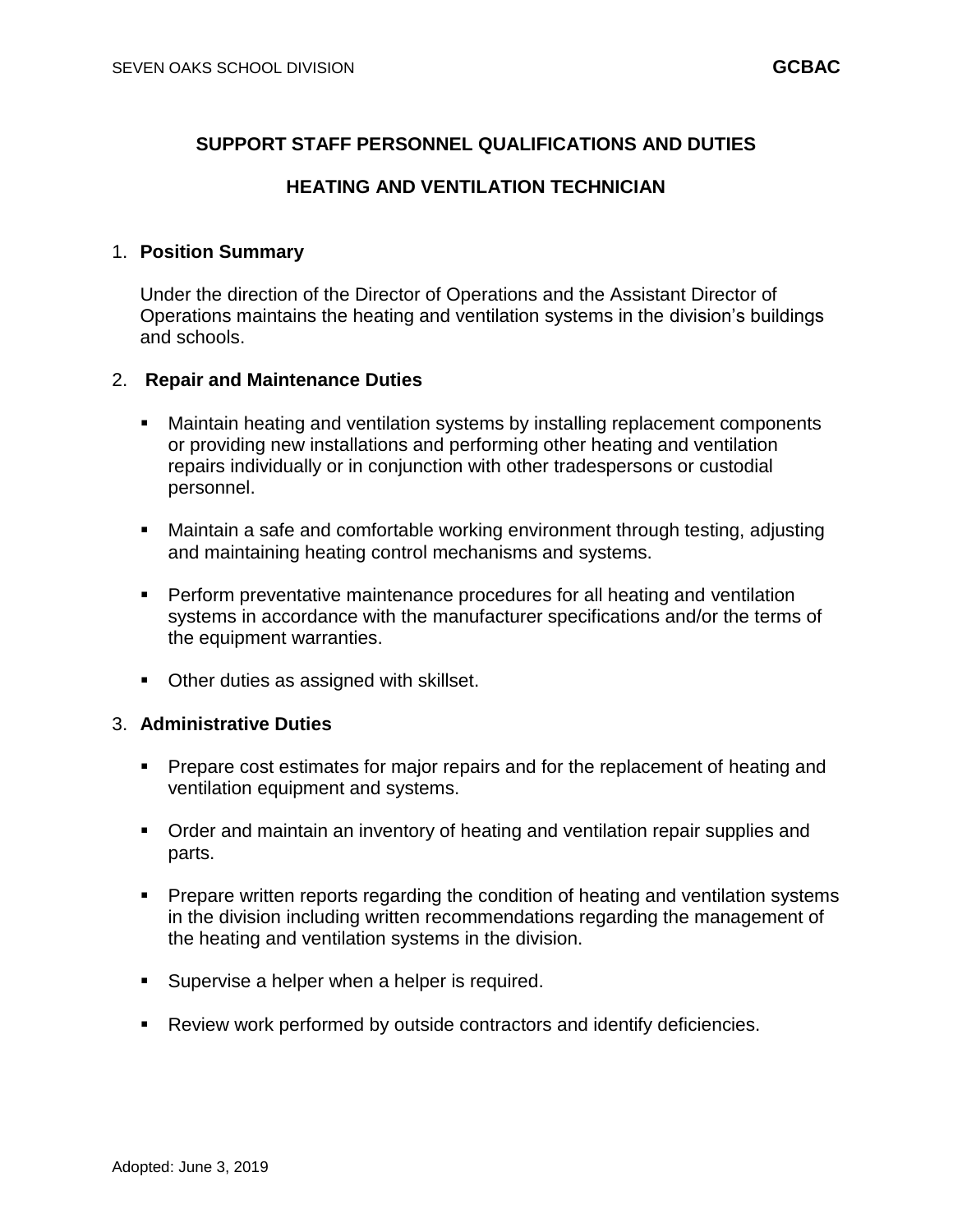## SUPPORT STAFF PERSONNEL QUALIFICATIONS AND DUTIES

## HEATING AND VENTILATION TECHNICIAN

1. **Position Summary**

   Under the direction of the Director of Operations and the Assistant Director of Operations maintains the heating and ventilation systems in the division's buildings and schools.

2. **Repair and Maintenance Duties**

   - Maintain heating and ventilation systems by installing replacement components or providing new installations and performing other heating and ventilation repairs individually or in conjunction with other tradespersons or custodial personnel.

   - Maintain a safe and comfortable working environment through testing, adjusting and maintaining heating control mechanisms and systems.

   - Perform preventative maintenance procedures for all heating and ventilation systems in accordance with the manufacturer specifications and/or the terms of the equipment warranties.

   - Other duties as assigned with skillset.

3. **Administrative Duties**

   - Prepare cost estimates for major repairs and for the replacement of heating and ventilation equipment and systems.

   - Order and maintain an inventory of heating and ventilation repair supplies and parts.

   - Prepare written reports regarding the condition of heating and ventilation systems in the division including written recommendations regarding the management of the heating and ventilation systems in the division.

   - Supervise a helper when a helper is required.

   - Review work performed by outside contractors and identify deficiencies.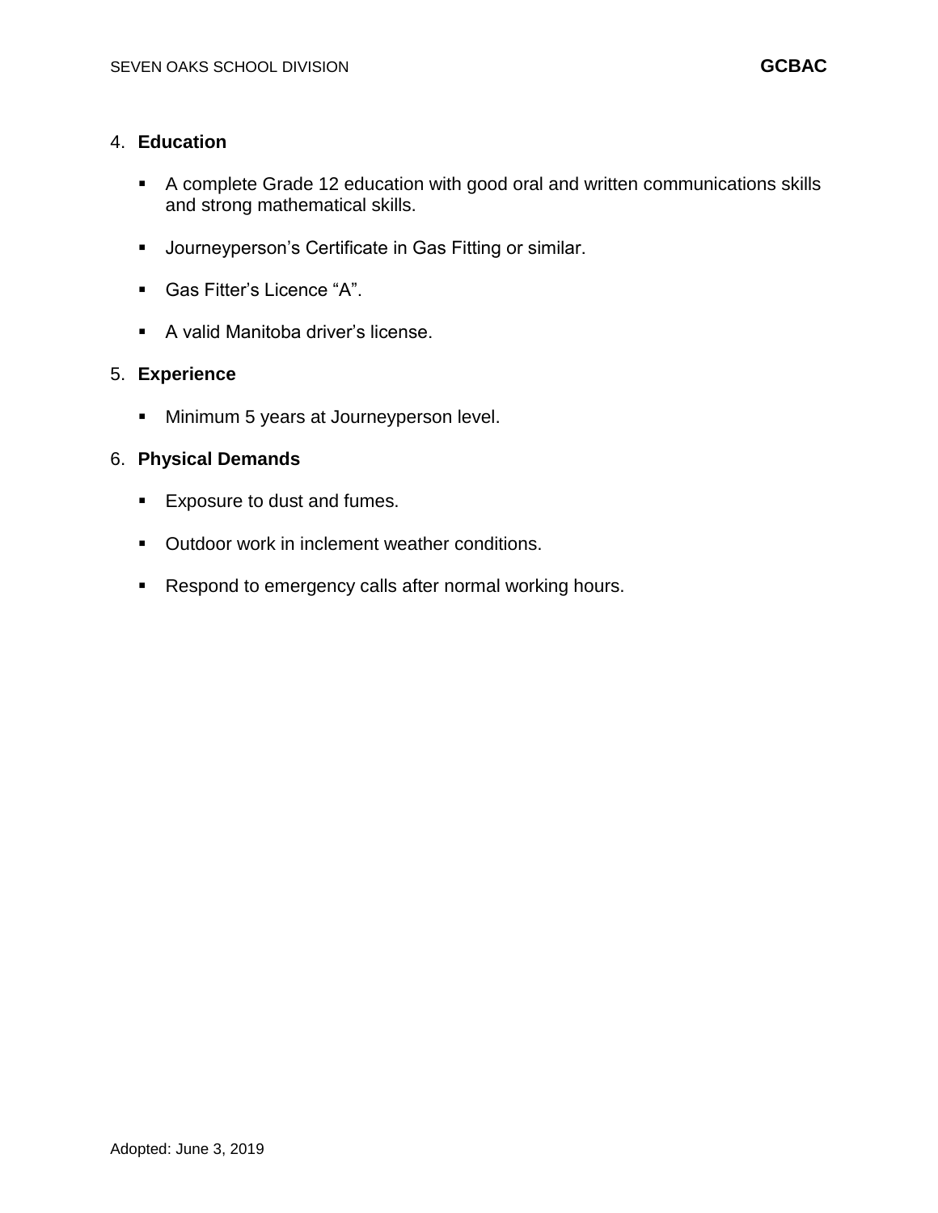4. **Education**

   - A complete Grade 12 education with good oral and written communications skills and strong mathematical skills.
   - Journeyperson's Certificate in Gas Fitting or similar.
   - Gas Fitter's Licence "A".
   - A valid Manitoba driver's license.

5. **Experience**

   - Minimum 5 years at Journeyperson level.

6. **Physical Demands**

   - Exposure to dust and fumes.
   - Outdoor work in inclement weather conditions.
   - Respond to emergency calls after normal working hours.

Adopted: June 3, 2019